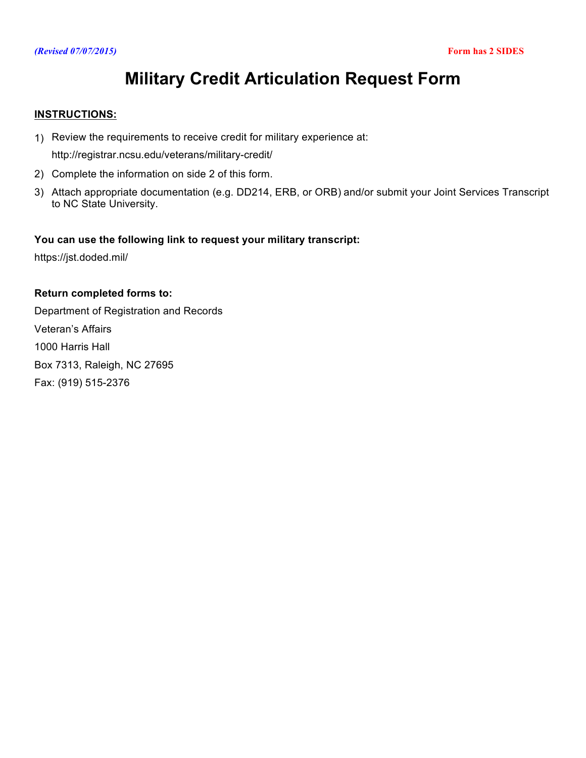*(Revised 07/07/2015)*

**Form has 2 SIDES**

# Military Credit Articulation Request Form

**INSTRUCTIONS:**

1) Review the requirements to receive credit for military experience at:
   http://registrar.ncsu.edu/veterans/military-credit/
2) Complete the information on side 2 of this form.
3) Attach appropriate documentation (e.g. DD214, ERB, or ORB) and/or submit your Joint Services Transcript to NC State University.

**You can use the following link to request your military transcript:**

https://jst.doded.mil/

**Return completed forms to:**

Department of Registration and Records

Veteran's Affairs

1000 Harris Hall

Box 7313, Raleigh, NC 27695

Fax: (919) 515-2376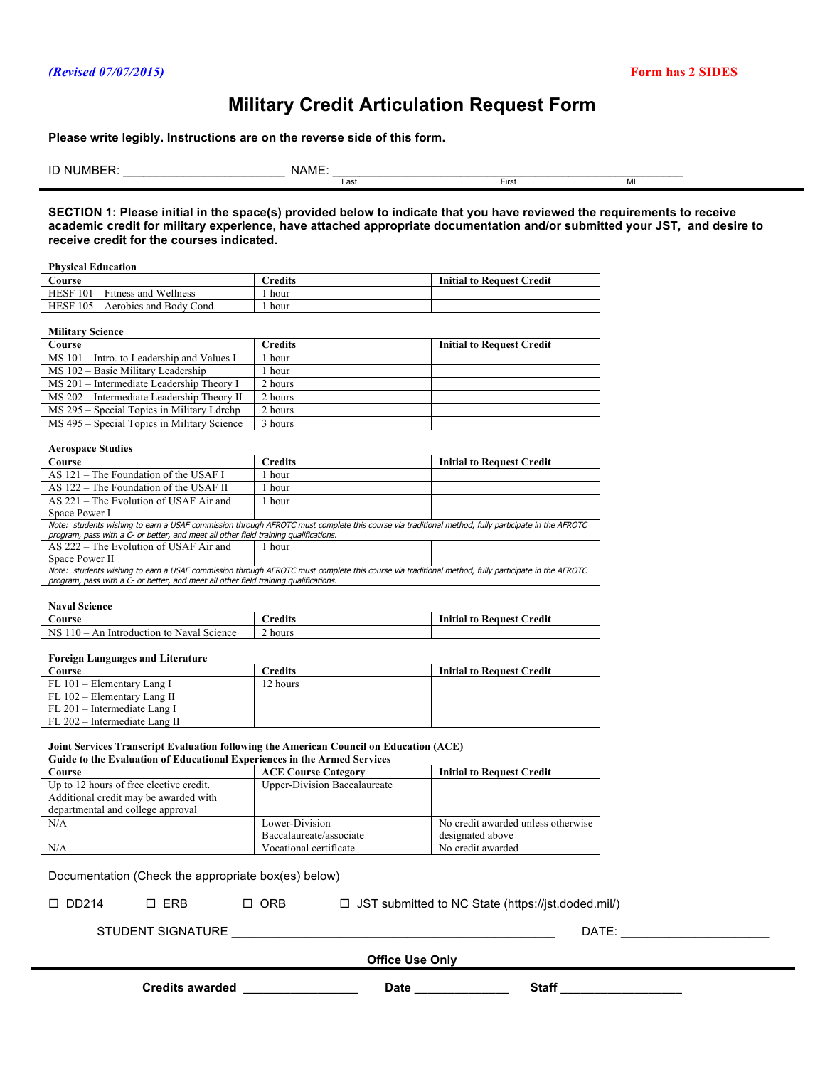*(Revised 07/07/2015)* **Form has 2 SIDES**

# Military Credit Articulation Request Form

**Please write legibly. Instructions are on the reverse side of this form.**

ID NUMBER: ______________________ NAME: ________________________________________________
Last First MI

**SECTION 1: Please initial in the space(s) provided below to indicate that you have reviewed the requirements to receive academic credit for military experience, have attached appropriate documentation and/or submitted your JST, and desire to receive credit for the courses indicated.**

**Physical Education**

| Course | Credits | Initial to Request Credit |
|---|---|---|
| HESF 101 – Fitness and Wellness | 1 hour | |
| HESF 105 – Aerobics and Body Cond. | 1 hour | |

**Military Science**

| Course | Credits | Initial to Request Credit |
|---|---|---|
| MS 101 – Intro. to Leadership and Values I | 1 hour | |
| MS 102 – Basic Military Leadership | 1 hour | |
| MS 201 – Intermediate Leadership Theory I | 2 hours | |
| MS 202 – Intermediate Leadership Theory II | 2 hours | |
| MS 295 – Special Topics in Military Ldrchp | 2 hours | |
| MS 495 – Special Topics in Military Science | 3 hours | |

**Aerospace Studies**

| Course | Credits | Initial to Request Credit |
|---|---|---|
| AS 121 – The Foundation of the USAF I | 1 hour | |
| AS 122 – The Foundation of the USAF II | 1 hour | |
| AS 221 – The Evolution of USAF Air and Space Power I | 1 hour | |
| *Note: students wishing to earn a USAF commission through AFROTC must complete this course via traditional method, fully participate in the AFROTC program, pass with a C- or better, and meet all other field training qualifications.* | | |
| AS 222 – The Evolution of USAF Air and Space Power II | 1 hour | |
| *Note: students wishing to earn a USAF commission through AFROTC must complete this course via traditional method, fully participate in the AFROTC program, pass with a C- or better, and meet all other field training qualifications.* | | |

**Naval Science**

| Course | Credits | Initial to Request Credit |
|---|---|---|
| NS 110 – An Introduction to Naval Science | 2 hours | |

**Foreign Languages and Literature**

| Course | Credits | Initial to Request Credit |
|---|---|---|
| FL 101 – Elementary Lang I<br>FL 102 – Elementary Lang II<br>FL 201 – Intermediate Lang I<br>FL 202 – Intermediate Lang II | 12 hours | |

**Joint Services Transcript Evaluation following the American Council on Education (ACE) Guide to the Evaluation of Educational Experiences in the Armed Services**

| Course | ACE Course Category | Initial to Request Credit |
|---|---|---|
| Up to 12 hours of free elective credit. Additional credit may be awarded with departmental and college approval | Upper-Division Baccalaureate | |
| N/A | Lower-Division Baccalaureate/associate | No credit awarded unless otherwise designated above |
| N/A | Vocational certificate | No credit awarded |

Documentation (Check the appropriate box(es) below)

☐ DD214 ☐ ERB ☐ ORB ☐ JST submitted to NC State (https://jst.doded.mil/)

STUDENT SIGNATURE ____________________________________________ DATE: ____________________

**Office Use Only**

**Credits awarded** _______________ **Date** _____________ **Staff** _________________